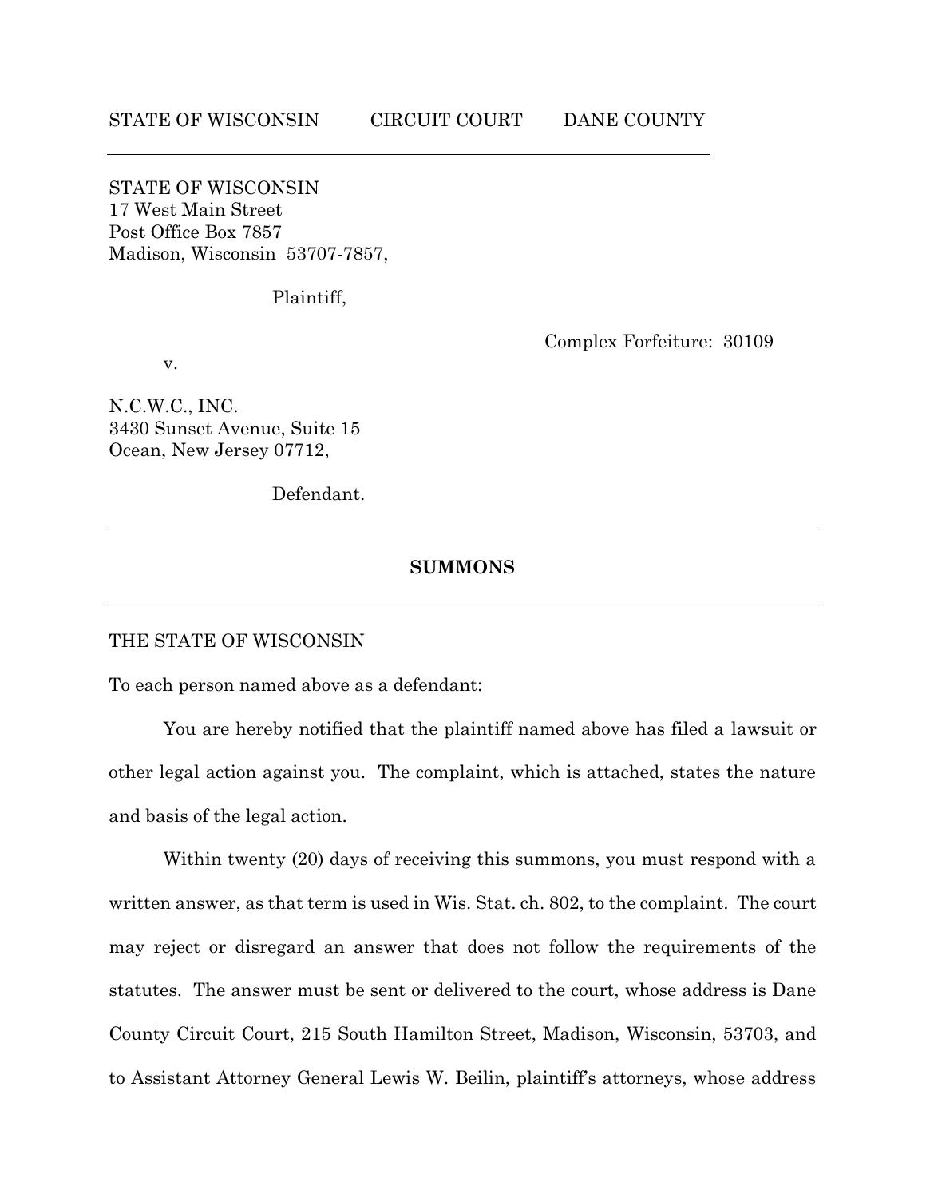STATE OF WISCONSIN CIRCUIT COURT DANE COUNTY

---

STATE OF WISCONSIN
17 West Main Street
Post Office Box 7857
Madison, Wisconsin 53707-7857,

Plaintiff,

Complex Forfeiture: 30109

v.

N.C.W.C., INC.
3430 Sunset Avenue, Suite 15
Ocean, New Jersey 07712,

Defendant.

---

**SUMMONS**

---

THE STATE OF WISCONSIN

To each person named above as a defendant:

You are hereby notified that the plaintiff named above has filed a lawsuit or other legal action against you. The complaint, which is attached, states the nature and basis of the legal action.

Within twenty (20) days of receiving this summons, you must respond with a written answer, as that term is used in Wis. Stat. ch. 802, to the complaint. The court may reject or disregard an answer that does not follow the requirements of the statutes. The answer must be sent or delivered to the court, whose address is Dane County Circuit Court, 215 South Hamilton Street, Madison, Wisconsin, 53703, and to Assistant Attorney General Lewis W. Beilin, plaintiff's attorneys, whose address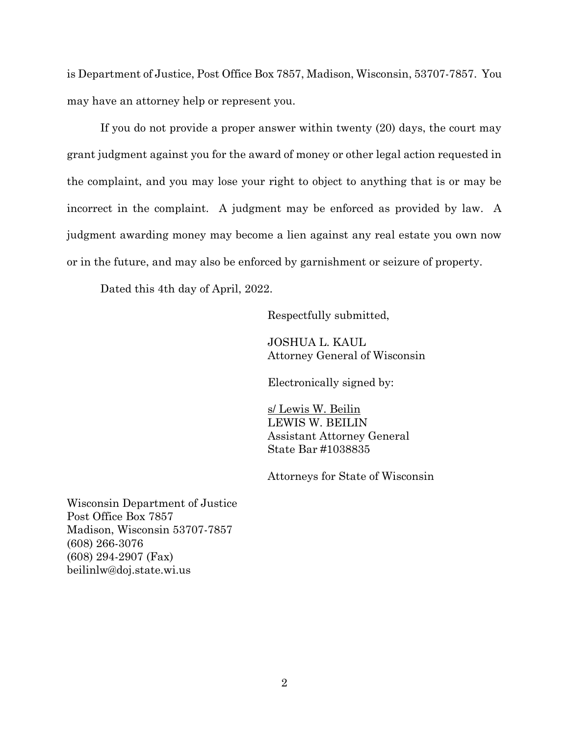is Department of Justice, Post Office Box 7857, Madison, Wisconsin, 53707-7857. You may have an attorney help or represent you.

If you do not provide a proper answer within twenty (20) days, the court may grant judgment against you for the award of money or other legal action requested in the complaint, and you may lose your right to object to anything that is or may be incorrect in the complaint. A judgment may be enforced as provided by law. A judgment awarding money may become a lien against any real estate you own now or in the future, and may also be enforced by garnishment or seizure of property.

Dated this 4th day of April, 2022.

Respectfully submitted,

JOSHUA L. KAUL
Attorney General of Wisconsin

Electronically signed by:

s/ Lewis W. Beilin
LEWIS W. BEILIN
Assistant Attorney General
State Bar #1038835

Attorneys for State of Wisconsin

Wisconsin Department of Justice
Post Office Box 7857
Madison, Wisconsin 53707-7857
(608) 266-3076
(608) 294-2907 (Fax)
beilinlw@doj.state.wi.us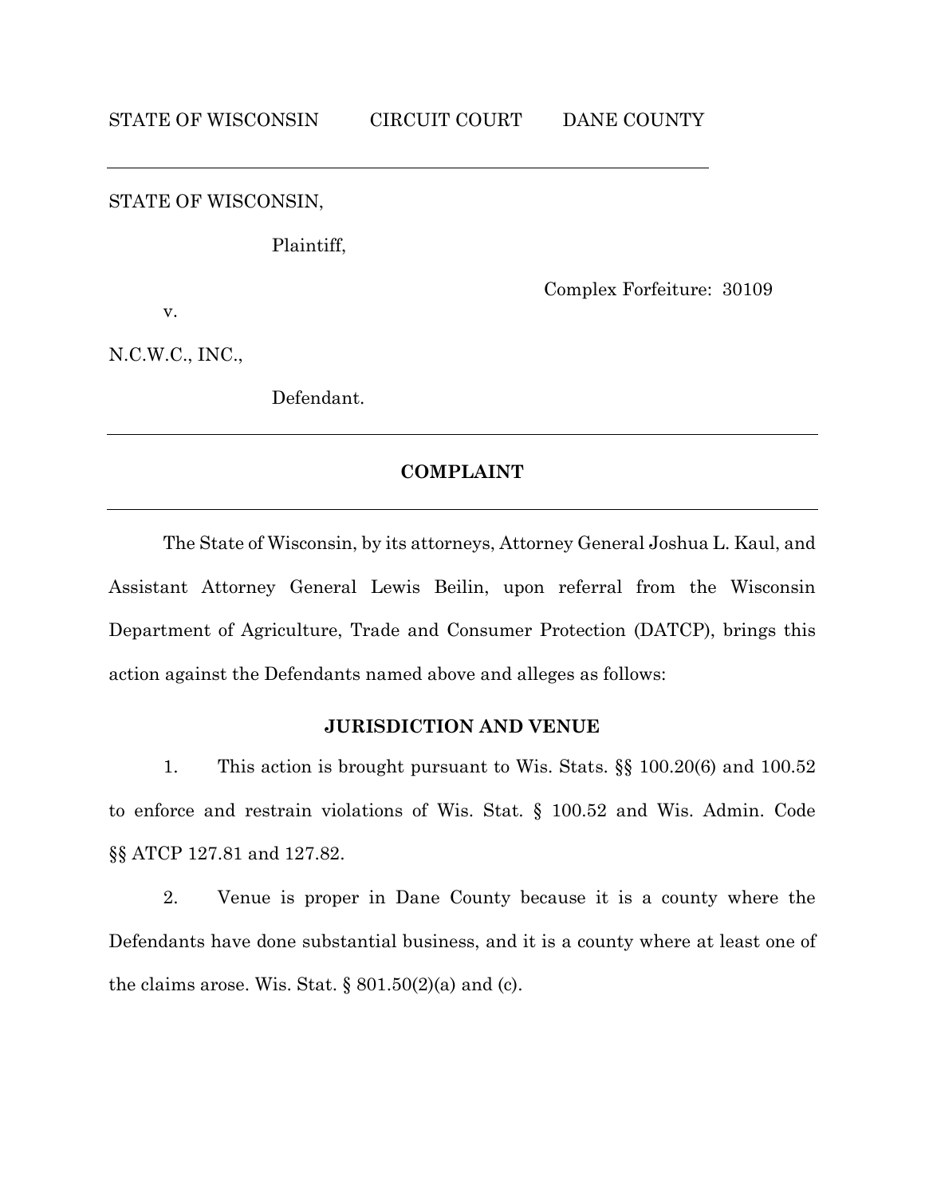STATE OF WISCONSIN CIRCUIT COURT DANE COUNTY

---

STATE OF WISCONSIN,

Plaintiff,

Complex Forfeiture: 30109

v.

N.C.W.C., INC.,

Defendant.

---

**COMPLAINT**

---

The State of Wisconsin, by its attorneys, Attorney General Joshua L. Kaul, and Assistant Attorney General Lewis Beilin, upon referral from the Wisconsin Department of Agriculture, Trade and Consumer Protection (DATCP), brings this action against the Defendants named above and alleges as follows:

**JURISDICTION AND VENUE**

1. This action is brought pursuant to Wis. Stats. §§ 100.20(6) and 100.52 to enforce and restrain violations of Wis. Stat. § 100.52 and Wis. Admin. Code §§ ATCP 127.81 and 127.82.

2. Venue is proper in Dane County because it is a county where the Defendants have done substantial business, and it is a county where at least one of the claims arose. Wis. Stat. § 801.50(2)(a) and (c).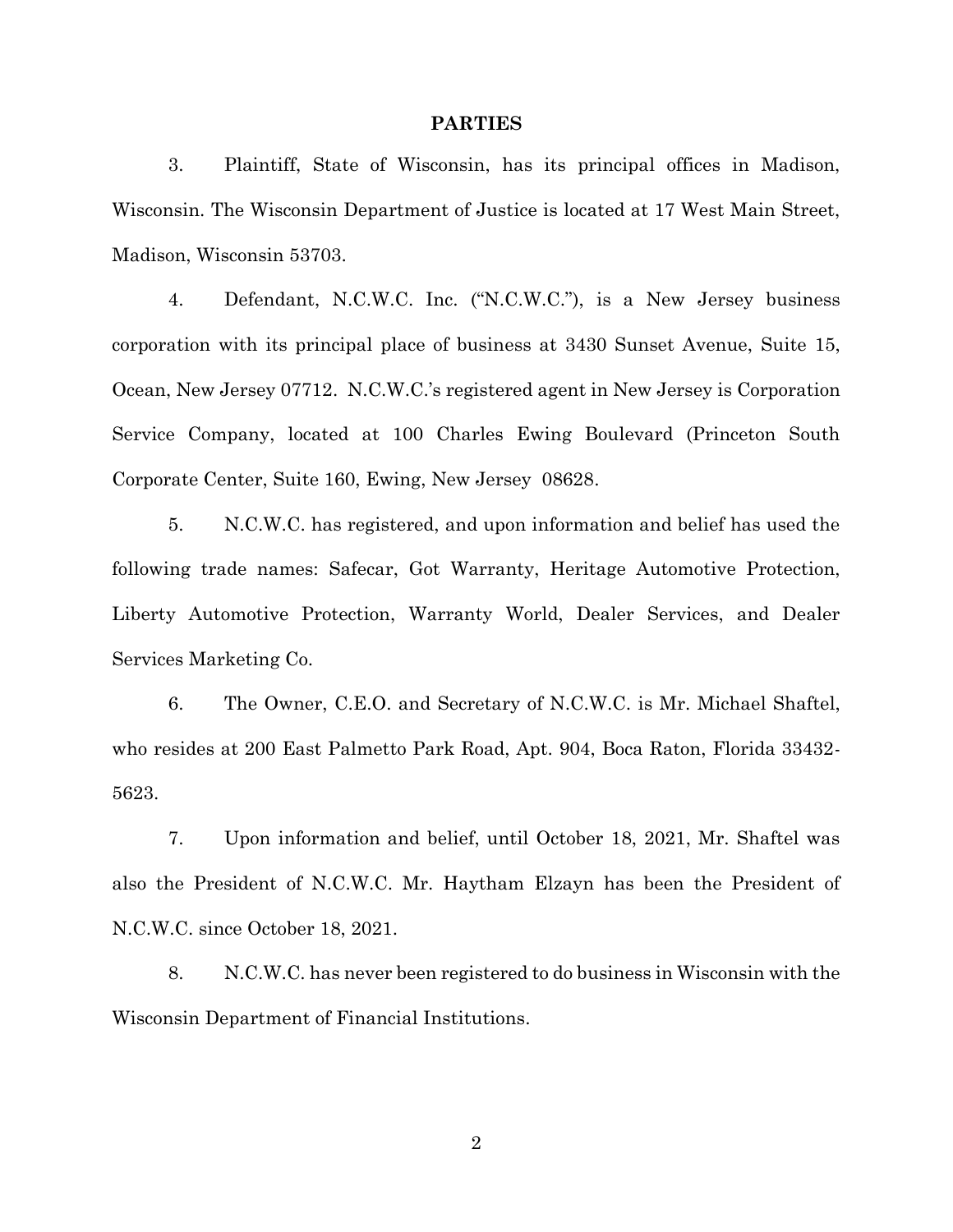## PARTIES

3. Plaintiff, State of Wisconsin, has its principal offices in Madison, Wisconsin. The Wisconsin Department of Justice is located at 17 West Main Street, Madison, Wisconsin 53703.

4. Defendant, N.C.W.C. Inc. ("N.C.W.C."), is a New Jersey business corporation with its principal place of business at 3430 Sunset Avenue, Suite 15, Ocean, New Jersey 07712. N.C.W.C.'s registered agent in New Jersey is Corporation Service Company, located at 100 Charles Ewing Boulevard (Princeton South Corporate Center, Suite 160, Ewing, New Jersey 08628.

5. N.C.W.C. has registered, and upon information and belief has used the following trade names: Safecar, Got Warranty, Heritage Automotive Protection, Liberty Automotive Protection, Warranty World, Dealer Services, and Dealer Services Marketing Co.

6. The Owner, C.E.O. and Secretary of N.C.W.C. is Mr. Michael Shaftel, who resides at 200 East Palmetto Park Road, Apt. 904, Boca Raton, Florida 33432-5623.

7. Upon information and belief, until October 18, 2021, Mr. Shaftel was also the President of N.C.W.C. Mr. Haytham Elzayn has been the President of N.C.W.C. since October 18, 2021.

8. N.C.W.C. has never been registered to do business in Wisconsin with the Wisconsin Department of Financial Institutions.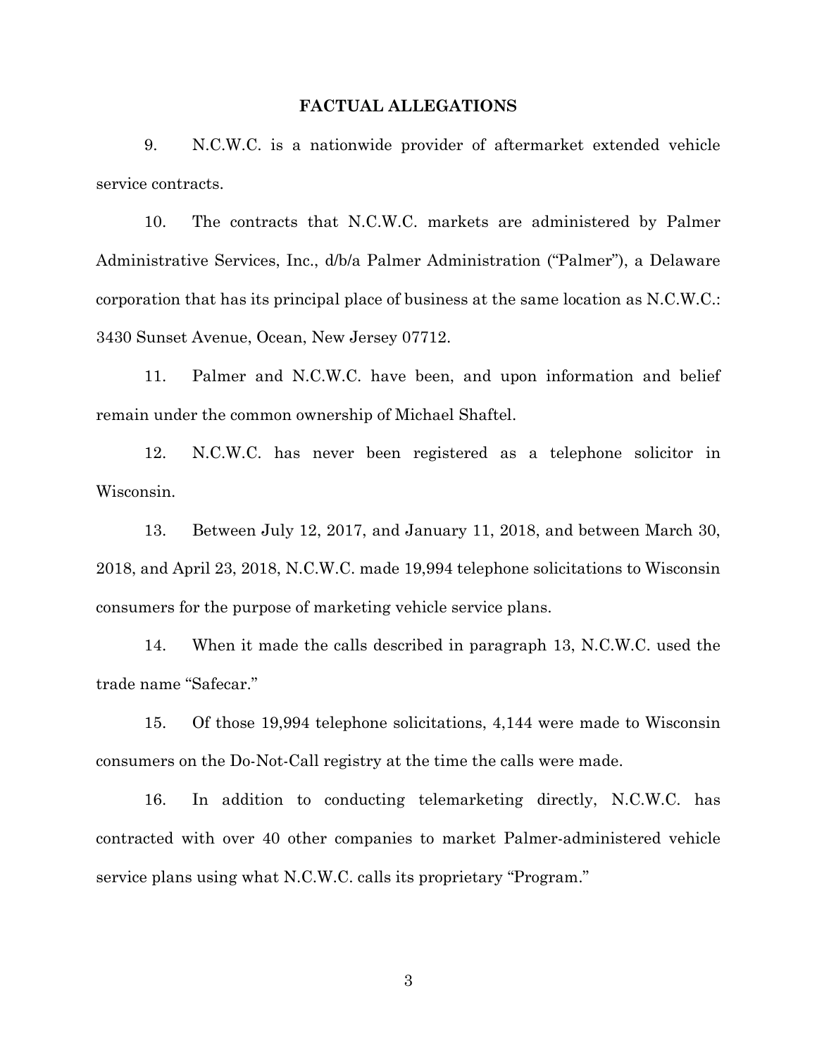## FACTUAL ALLEGATIONS

9. N.C.W.C. is a nationwide provider of aftermarket extended vehicle service contracts.

10. The contracts that N.C.W.C. markets are administered by Palmer Administrative Services, Inc., d/b/a Palmer Administration ("Palmer"), a Delaware corporation that has its principal place of business at the same location as N.C.W.C.: 3430 Sunset Avenue, Ocean, New Jersey 07712.

11. Palmer and N.C.W.C. have been, and upon information and belief remain under the common ownership of Michael Shaftel.

12. N.C.W.C. has never been registered as a telephone solicitor in Wisconsin.

13. Between July 12, 2017, and January 11, 2018, and between March 30, 2018, and April 23, 2018, N.C.W.C. made 19,994 telephone solicitations to Wisconsin consumers for the purpose of marketing vehicle service plans.

14. When it made the calls described in paragraph 13, N.C.W.C. used the trade name "Safecar."

15. Of those 19,994 telephone solicitations, 4,144 were made to Wisconsin consumers on the Do-Not-Call registry at the time the calls were made.

16. In addition to conducting telemarketing directly, N.C.W.C. has contracted with over 40 other companies to market Palmer-administered vehicle service plans using what N.C.W.C. calls its proprietary "Program."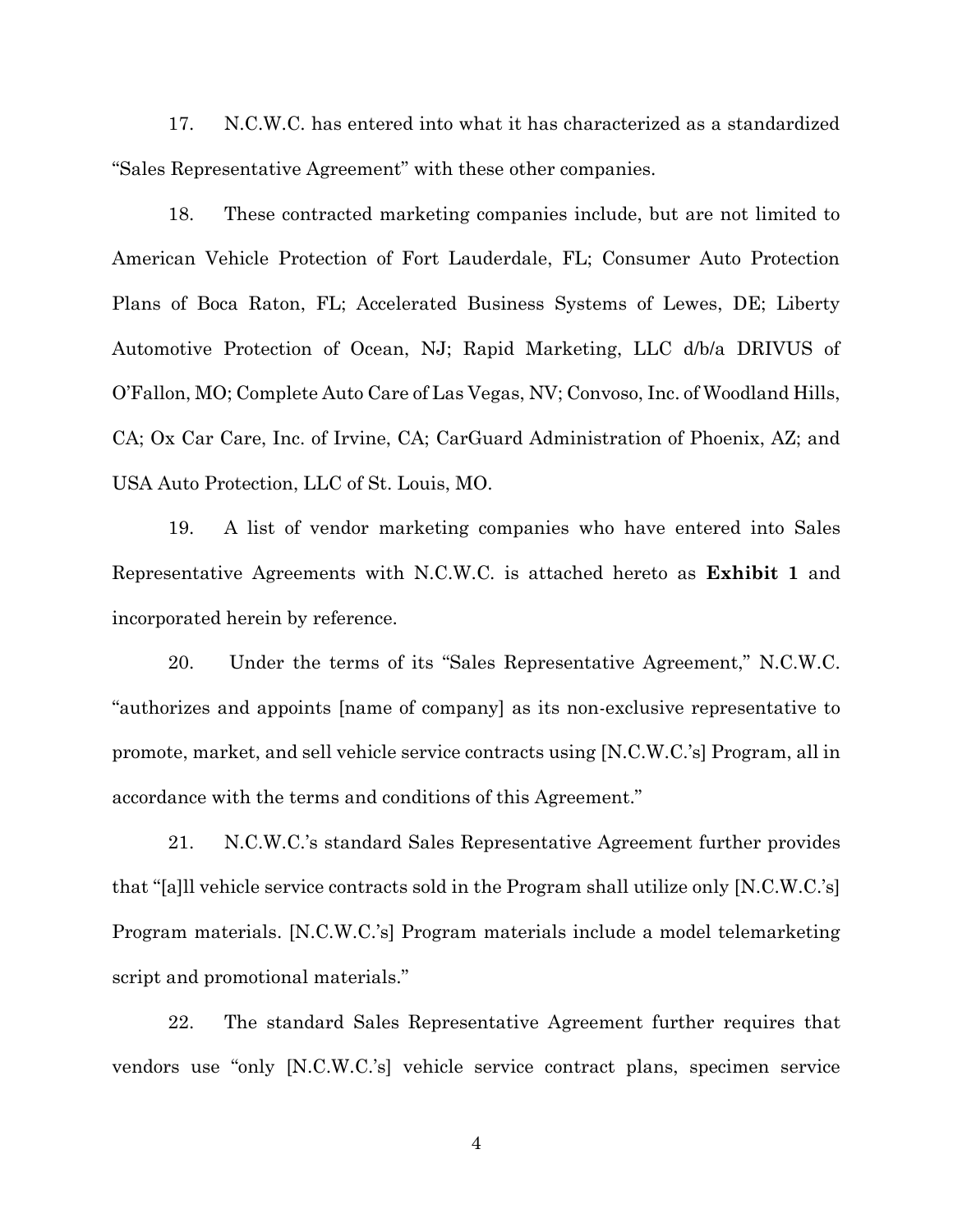17. N.C.W.C. has entered into what it has characterized as a standardized "Sales Representative Agreement" with these other companies.

18. These contracted marketing companies include, but are not limited to American Vehicle Protection of Fort Lauderdale, FL; Consumer Auto Protection Plans of Boca Raton, FL; Accelerated Business Systems of Lewes, DE; Liberty Automotive Protection of Ocean, NJ; Rapid Marketing, LLC d/b/a DRIVUS of O'Fallon, MO; Complete Auto Care of Las Vegas, NV; Convoso, Inc. of Woodland Hills, CA; Ox Car Care, Inc. of Irvine, CA; CarGuard Administration of Phoenix, AZ; and USA Auto Protection, LLC of St. Louis, MO.

19. A list of vendor marketing companies who have entered into Sales Representative Agreements with N.C.W.C. is attached hereto as **Exhibit 1** and incorporated herein by reference.

20. Under the terms of its "Sales Representative Agreement," N.C.W.C. "authorizes and appoints [name of company] as its non-exclusive representative to promote, market, and sell vehicle service contracts using [N.C.W.C.'s] Program, all in accordance with the terms and conditions of this Agreement."

21. N.C.W.C.'s standard Sales Representative Agreement further provides that "[a]ll vehicle service contracts sold in the Program shall utilize only [N.C.W.C.'s] Program materials. [N.C.W.C.'s] Program materials include a model telemarketing script and promotional materials."

22. The standard Sales Representative Agreement further requires that vendors use "only [N.C.W.C.'s] vehicle service contract plans, specimen service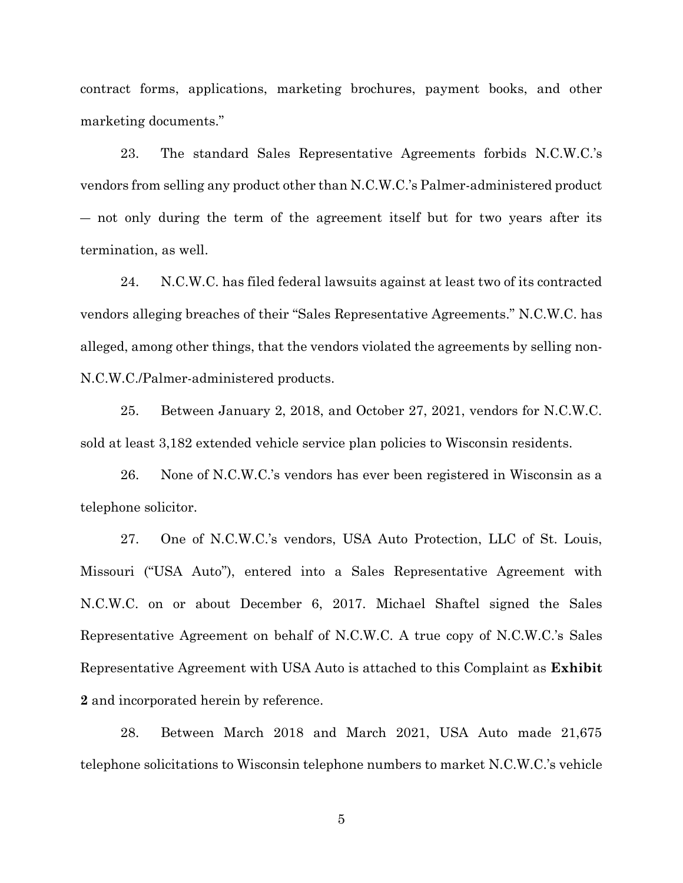contract forms, applications, marketing brochures, payment books, and other marketing documents."

23. The standard Sales Representative Agreements forbids N.C.W.C.'s vendors from selling any product other than N.C.W.C.'s Palmer-administered product — not only during the term of the agreement itself but for two years after its termination, as well.

24. N.C.W.C. has filed federal lawsuits against at least two of its contracted vendors alleging breaches of their "Sales Representative Agreements." N.C.W.C. has alleged, among other things, that the vendors violated the agreements by selling non-N.C.W.C./Palmer-administered products.

25. Between January 2, 2018, and October 27, 2021, vendors for N.C.W.C. sold at least 3,182 extended vehicle service plan policies to Wisconsin residents.

26. None of N.C.W.C.'s vendors has ever been registered in Wisconsin as a telephone solicitor.

27. One of N.C.W.C.'s vendors, USA Auto Protection, LLC of St. Louis, Missouri ("USA Auto"), entered into a Sales Representative Agreement with N.C.W.C. on or about December 6, 2017. Michael Shaftel signed the Sales Representative Agreement on behalf of N.C.W.C. A true copy of N.C.W.C.'s Sales Representative Agreement with USA Auto is attached to this Complaint as **Exhibit 2** and incorporated herein by reference.

28. Between March 2018 and March 2021, USA Auto made 21,675 telephone solicitations to Wisconsin telephone numbers to market N.C.W.C.'s vehicle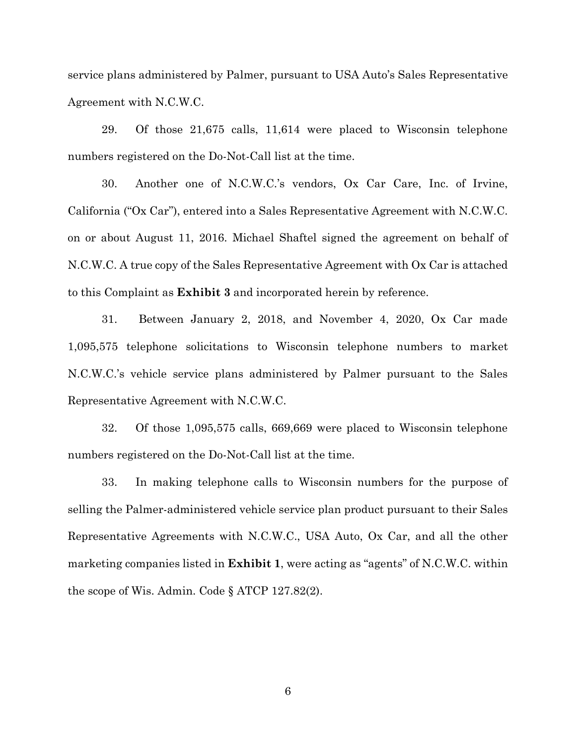service plans administered by Palmer, pursuant to USA Auto's Sales Representative Agreement with N.C.W.C.

29. Of those 21,675 calls, 11,614 were placed to Wisconsin telephone numbers registered on the Do-Not-Call list at the time.

30. Another one of N.C.W.C.'s vendors, Ox Car Care, Inc. of Irvine, California ("Ox Car"), entered into a Sales Representative Agreement with N.C.W.C. on or about August 11, 2016. Michael Shaftel signed the agreement on behalf of N.C.W.C. A true copy of the Sales Representative Agreement with Ox Car is attached to this Complaint as **Exhibit 3** and incorporated herein by reference.

31. Between January 2, 2018, and November 4, 2020, Ox Car made 1,095,575 telephone solicitations to Wisconsin telephone numbers to market N.C.W.C.'s vehicle service plans administered by Palmer pursuant to the Sales Representative Agreement with N.C.W.C.

32. Of those 1,095,575 calls, 669,669 were placed to Wisconsin telephone numbers registered on the Do-Not-Call list at the time.

33. In making telephone calls to Wisconsin numbers for the purpose of selling the Palmer-administered vehicle service plan product pursuant to their Sales Representative Agreements with N.C.W.C., USA Auto, Ox Car, and all the other marketing companies listed in **Exhibit 1**, were acting as "agents" of N.C.W.C. within the scope of Wis. Admin. Code § ATCP 127.82(2).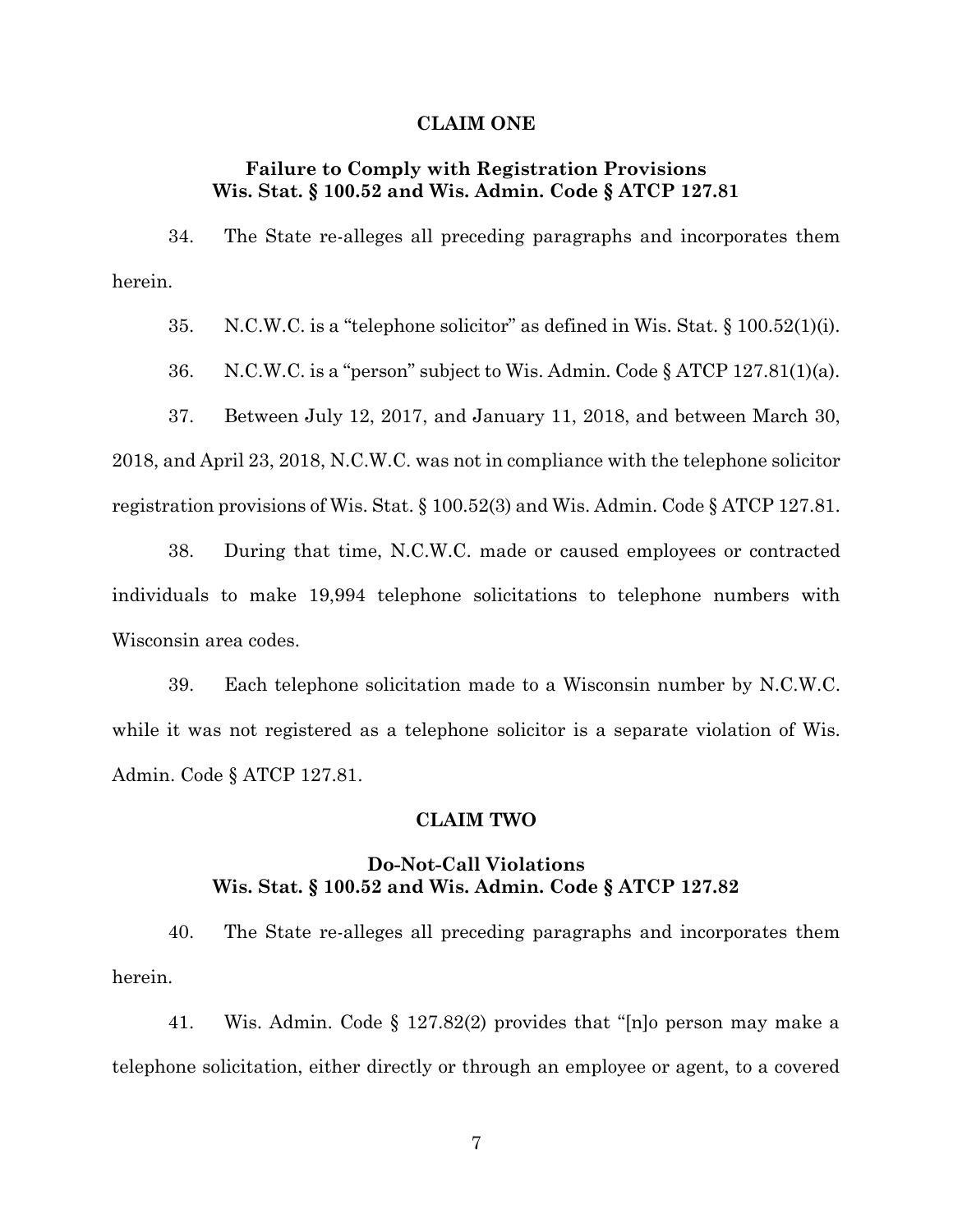## CLAIM ONE

### Failure to Comply with Registration Provisions Wis. Stat. § 100.52 and Wis. Admin. Code § ATCP 127.81

34. The State re-alleges all preceding paragraphs and incorporates them herein.

35. N.C.W.C. is a "telephone solicitor" as defined in Wis. Stat. § 100.52(1)(i).

36. N.C.W.C. is a "person" subject to Wis. Admin. Code § ATCP 127.81(1)(a).

37. Between July 12, 2017, and January 11, 2018, and between March 30, 2018, and April 23, 2018, N.C.W.C. was not in compliance with the telephone solicitor registration provisions of Wis. Stat. § 100.52(3) and Wis. Admin. Code § ATCP 127.81.

38. During that time, N.C.W.C. made or caused employees or contracted individuals to make 19,994 telephone solicitations to telephone numbers with Wisconsin area codes.

39. Each telephone solicitation made to a Wisconsin number by N.C.W.C. while it was not registered as a telephone solicitor is a separate violation of Wis. Admin. Code § ATCP 127.81.

## CLAIM TWO

### Do-Not-Call Violations Wis. Stat. § 100.52 and Wis. Admin. Code § ATCP 127.82

40. The State re-alleges all preceding paragraphs and incorporates them herein.

41. Wis. Admin. Code § 127.82(2) provides that "[n]o person may make a telephone solicitation, either directly or through an employee or agent, to a covered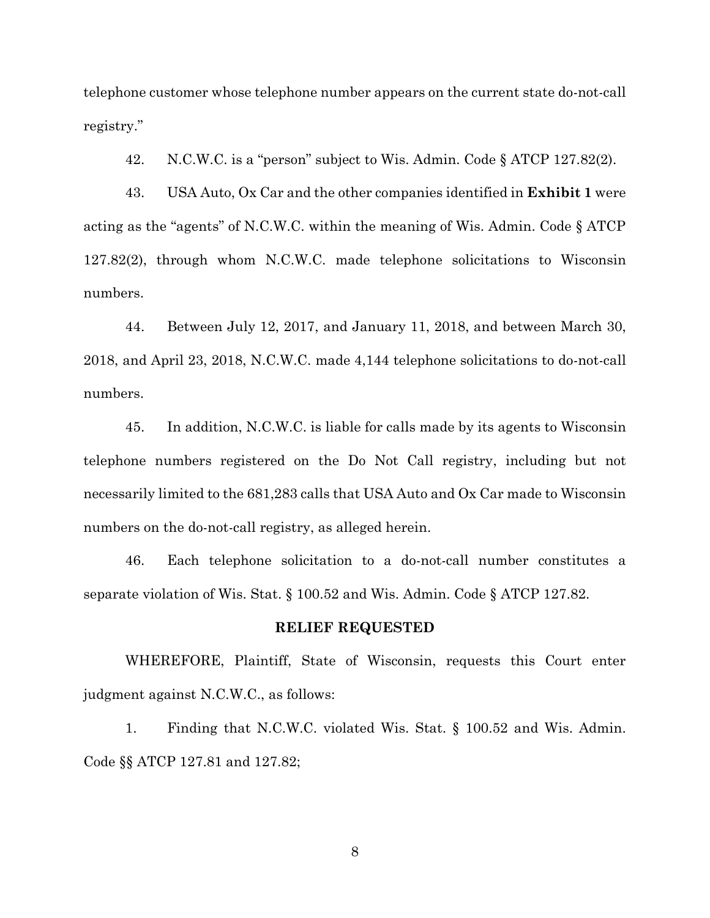telephone customer whose telephone number appears on the current state do-not-call registry."

42. N.C.W.C. is a "person" subject to Wis. Admin. Code § ATCP 127.82(2).

43. USA Auto, Ox Car and the other companies identified in **Exhibit 1** were acting as the "agents" of N.C.W.C. within the meaning of Wis. Admin. Code § ATCP 127.82(2), through whom N.C.W.C. made telephone solicitations to Wisconsin numbers.

44. Between July 12, 2017, and January 11, 2018, and between March 30, 2018, and April 23, 2018, N.C.W.C. made 4,144 telephone solicitations to do-not-call numbers.

45. In addition, N.C.W.C. is liable for calls made by its agents to Wisconsin telephone numbers registered on the Do Not Call registry, including but not necessarily limited to the 681,283 calls that USA Auto and Ox Car made to Wisconsin numbers on the do-not-call registry, as alleged herein.

46. Each telephone solicitation to a do-not-call number constitutes a separate violation of Wis. Stat. § 100.52 and Wis. Admin. Code § ATCP 127.82.

## RELIEF REQUESTED

WHEREFORE, Plaintiff, State of Wisconsin, requests this Court enter judgment against N.C.W.C., as follows:

1. Finding that N.C.W.C. violated Wis. Stat. § 100.52 and Wis. Admin. Code §§ ATCP 127.81 and 127.82;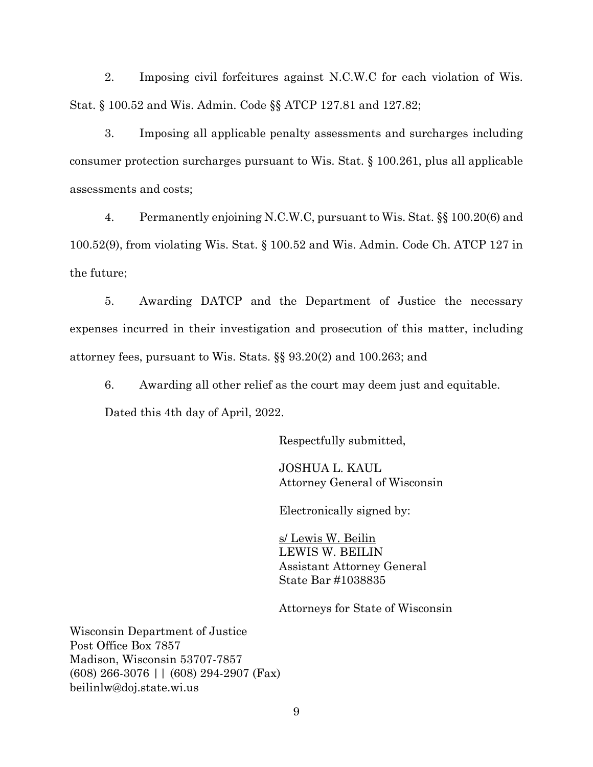2. Imposing civil forfeitures against N.C.W.C for each violation of Wis. Stat. § 100.52 and Wis. Admin. Code §§ ATCP 127.81 and 127.82;

3. Imposing all applicable penalty assessments and surcharges including consumer protection surcharges pursuant to Wis. Stat. § 100.261, plus all applicable assessments and costs;

4. Permanently enjoining N.C.W.C, pursuant to Wis. Stat. §§ 100.20(6) and 100.52(9), from violating Wis. Stat. § 100.52 and Wis. Admin. Code Ch. ATCP 127 in the future;

5. Awarding DATCP and the Department of Justice the necessary expenses incurred in their investigation and prosecution of this matter, including attorney fees, pursuant to Wis. Stats. §§ 93.20(2) and 100.263; and

6. Awarding all other relief as the court may deem just and equitable.

Dated this 4th day of April, 2022.

Respectfully submitted,

JOSHUA L. KAUL
Attorney General of Wisconsin

Electronically signed by:

s/ Lewis W. Beilin
LEWIS W. BEILIN
Assistant Attorney General
State Bar #1038835

Attorneys for State of Wisconsin

Wisconsin Department of Justice
Post Office Box 7857
Madison, Wisconsin 53707-7857
(608) 266-3076 | | (608) 294-2907 (Fax)
beilinlw@doj.state.wi.us